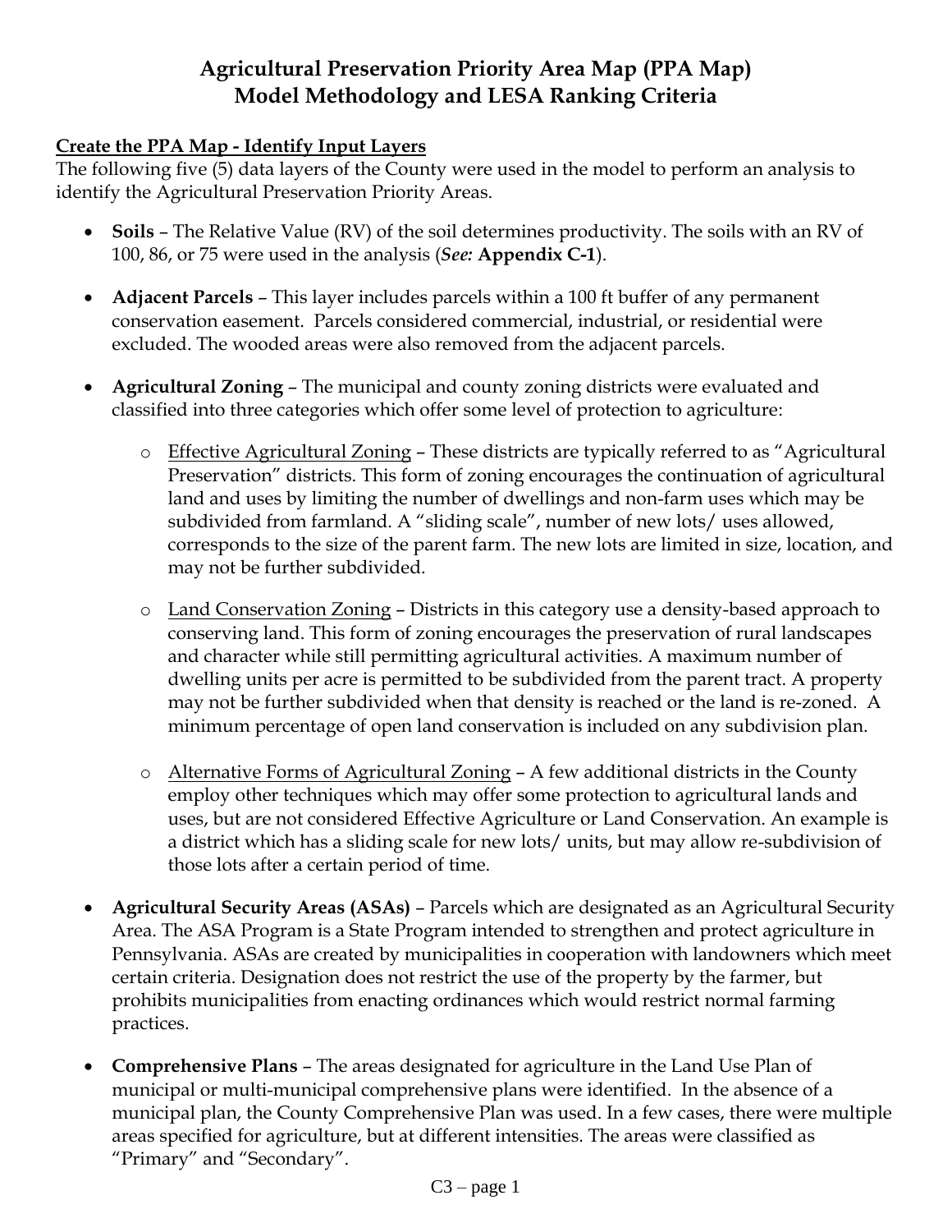# Agricultural Preservation Priority Area Map (PPA Map) Model Methodology and LESA Ranking Criteria

**<u>Create the PPA Map - Identify Input Layers</u>**

The following five (5) data layers of the County were used in the model to perform an analysis to identify the Agricultural Preservation Priority Areas.

- **Soils** – The Relative Value (RV) of the soil determines productivity. The soils with an RV of 100, 86, or 75 were used in the analysis (***See:*** **Appendix C-1**).
- **Adjacent Parcels** – This layer includes parcels within a 100 ft buffer of any permanent conservation easement. Parcels considered commercial, industrial, or residential were excluded. The wooded areas were also removed from the adjacent parcels.
- **Agricultural Zoning** – The municipal and county zoning districts were evaluated and classified into three categories which offer some level of protection to agriculture:
  - <u>Effective Agricultural Zoning</u> – These districts are typically referred to as "Agricultural Preservation" districts. This form of zoning encourages the continuation of agricultural land and uses by limiting the number of dwellings and non-farm uses which may be subdivided from farmland. A "sliding scale", number of new lots/ uses allowed, corresponds to the size of the parent farm. The new lots are limited in size, location, and may not be further subdivided.
  - <u>Land Conservation Zoning</u> – Districts in this category use a density-based approach to conserving land. This form of zoning encourages the preservation of rural landscapes and character while still permitting agricultural activities. A maximum number of dwelling units per acre is permitted to be subdivided from the parent tract. A property may not be further subdivided when that density is reached or the land is re-zoned. A minimum percentage of open land conservation is included on any subdivision plan.
  - <u>Alternative Forms of Agricultural Zoning</u> – A few additional districts in the County employ other techniques which may offer some protection to agricultural lands and uses, but are not considered Effective Agriculture or Land Conservation. An example is a district which has a sliding scale for new lots/ units, but may allow re-subdivision of those lots after a certain period of time.
- **Agricultural Security Areas (ASAs)** – Parcels which are designated as an Agricultural Security Area. The ASA Program is a State Program intended to strengthen and protect agriculture in Pennsylvania. ASAs are created by municipalities in cooperation with landowners which meet certain criteria. Designation does not restrict the use of the property by the farmer, but prohibits municipalities from enacting ordinances which would restrict normal farming practices.
- **Comprehensive Plans** – The areas designated for agriculture in the Land Use Plan of municipal or multi-municipal comprehensive plans were identified. In the absence of a municipal plan, the County Comprehensive Plan was used. In a few cases, there were multiple areas specified for agriculture, but at different intensities. The areas were classified as "Primary" and "Secondary".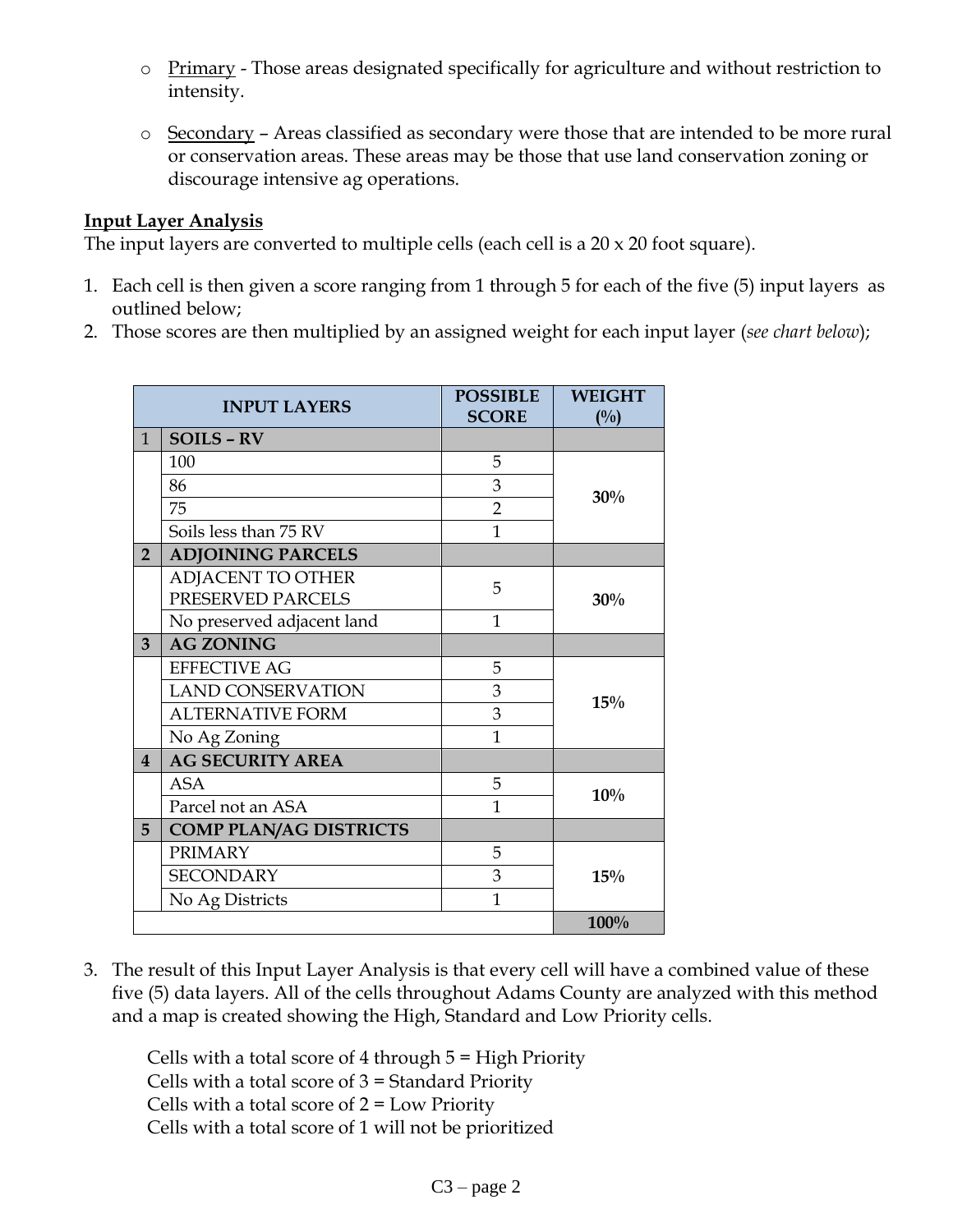- Primary - Those areas designated specifically for agriculture and without restriction to intensity.
- Secondary – Areas classified as secondary were those that are intended to be more rural or conservation areas. These areas may be those that use land conservation zoning or discourage intensive ag operations.

**Input Layer Analysis**

The input layers are converted to multiple cells (each cell is a 20 x 20 foot square).

1. Each cell is then given a score ranging from 1 through 5 for each of the five (5) input layers as outlined below;
2. Those scores are then multiplied by an assigned weight for each input layer (*see chart below*);

| | INPUT LAYERS | POSSIBLE SCORE | WEIGHT (%) |
|---|---|---|---|
| 1 | **SOILS – RV** | | |
| | 100 | 5 | **30%** |
| | 86 | 3 | |
| | 75 | 2 | |
| | Soils less than 75 RV | 1 | |
| **2** | **ADJOINING PARCELS** | | |
| | ADJACENT TO OTHER PRESERVED PARCELS | 5 | **30%** |
| | No preserved adjacent land | 1 | |
| **3** | **AG ZONING** | | |
| | EFFECTIVE AG | 5 | **15%** |
| | LAND CONSERVATION | 3 | |
| | ALTERNATIVE FORM | 3 | |
| | No Ag Zoning | 1 | |
| **4** | **AG SECURITY AREA** | | |
| | ASA | 5 | **10%** |
| | Parcel not an ASA | 1 | |
| **5** | **COMP PLAN/AG DISTRICTS** | | |
| | PRIMARY | 5 | **15%** |
| | SECONDARY | 3 | |
| | No Ag Districts | 1 | |
| | | | **100%** |

3. The result of this Input Layer Analysis is that every cell will have a combined value of these five (5) data layers. All of the cells throughout Adams County are analyzed with this method and a map is created showing the High, Standard and Low Priority cells.

   Cells with a total score of 4 through 5 = High Priority
   Cells with a total score of 3 = Standard Priority
   Cells with a total score of 2 = Low Priority
   Cells with a total score of 1 will not be prioritized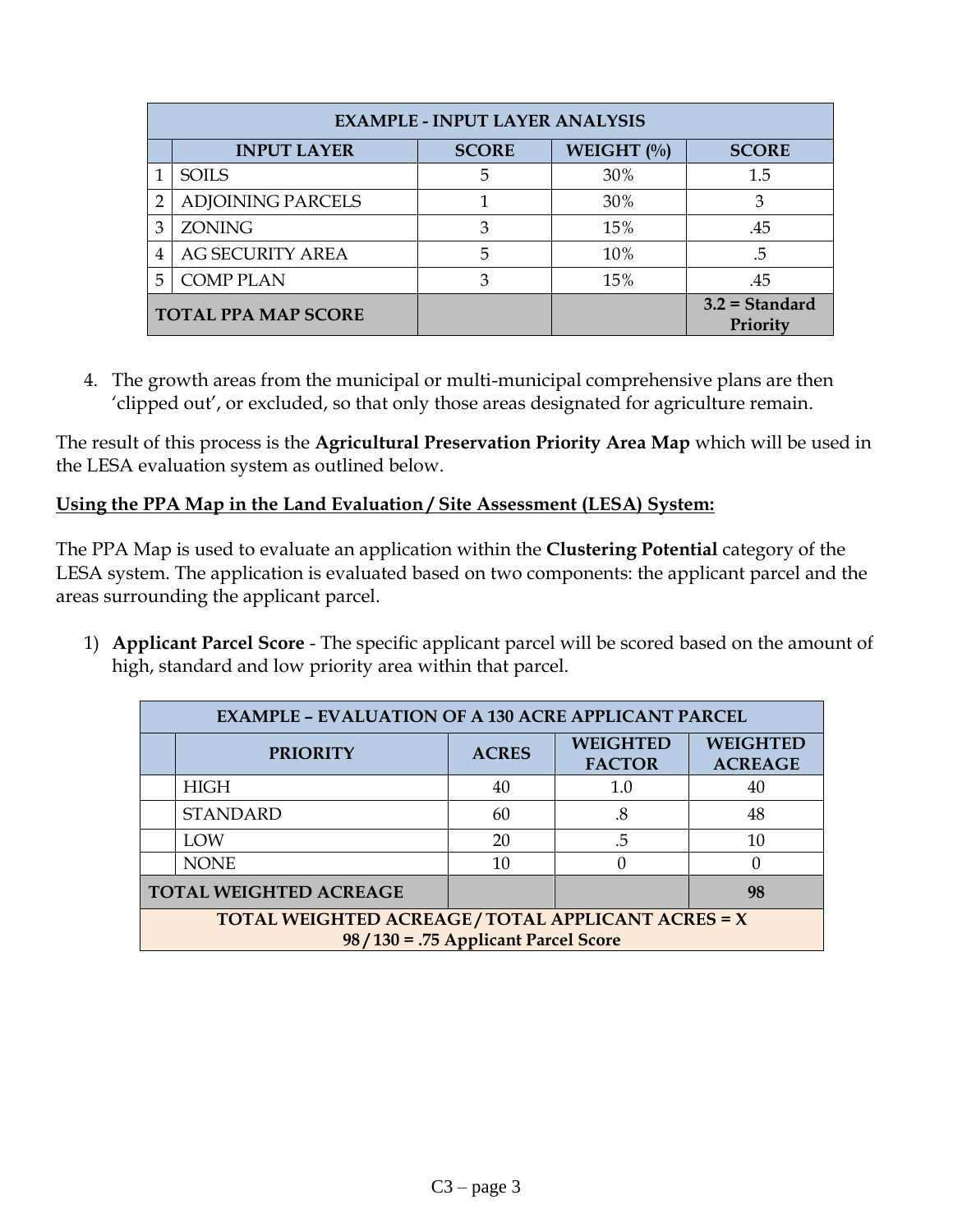| EXAMPLE - INPUT LAYER ANALYSIS | | | | |
|---|---|---|---|---|
| | **INPUT LAYER** | **SCORE** | **WEIGHT (%)** | **SCORE** |
| 1 | SOILS | 5 | 30% | 1.5 |
| 2 | ADJOINING PARCELS | 1 | 30% | 3 |
| 3 | ZONING | 3 | 15% | .45 |
| 4 | AG SECURITY AREA | 5 | 10% | .5 |
| 5 | COMP PLAN | 3 | 15% | .45 |
| **TOTAL PPA MAP SCORE** | | | | **3.2 = Standard Priority** |

4. The growth areas from the municipal or multi-municipal comprehensive plans are then 'clipped out', or excluded, so that only those areas designated for agriculture remain.

The result of this process is the **Agricultural Preservation Priority Area Map** which will be used in the LESA evaluation system as outlined below.

**Using the PPA Map in the Land Evaluation / Site Assessment (LESA) System:**

The PPA Map is used to evaluate an application within the **Clustering Potential** category of the LESA system. The application is evaluated based on two components: the applicant parcel and the areas surrounding the applicant parcel.

1) **Applicant Parcel Score** - The specific applicant parcel will be scored based on the amount of high, standard and low priority area within that parcel.

| EXAMPLE – EVALUATION OF A 130 ACRE APPLICANT PARCEL | | | | |
|---|---|---|---|---|
| | **PRIORITY** | **ACRES** | **WEIGHTED FACTOR** | **WEIGHTED ACREAGE** |
| | HIGH | 40 | 1.0 | 40 |
| | STANDARD | 60 | .8 | 48 |
| | LOW | 20 | .5 | 10 |
| | NONE | 10 | 0 | 0 |
| **TOTAL WEIGHTED ACREAGE** | | | | **98** |
| **TOTAL WEIGHTED ACREAGE / TOTAL APPLICANT ACRES = X<br>98 / 130 = .75 Applicant Parcel Score** | | | | |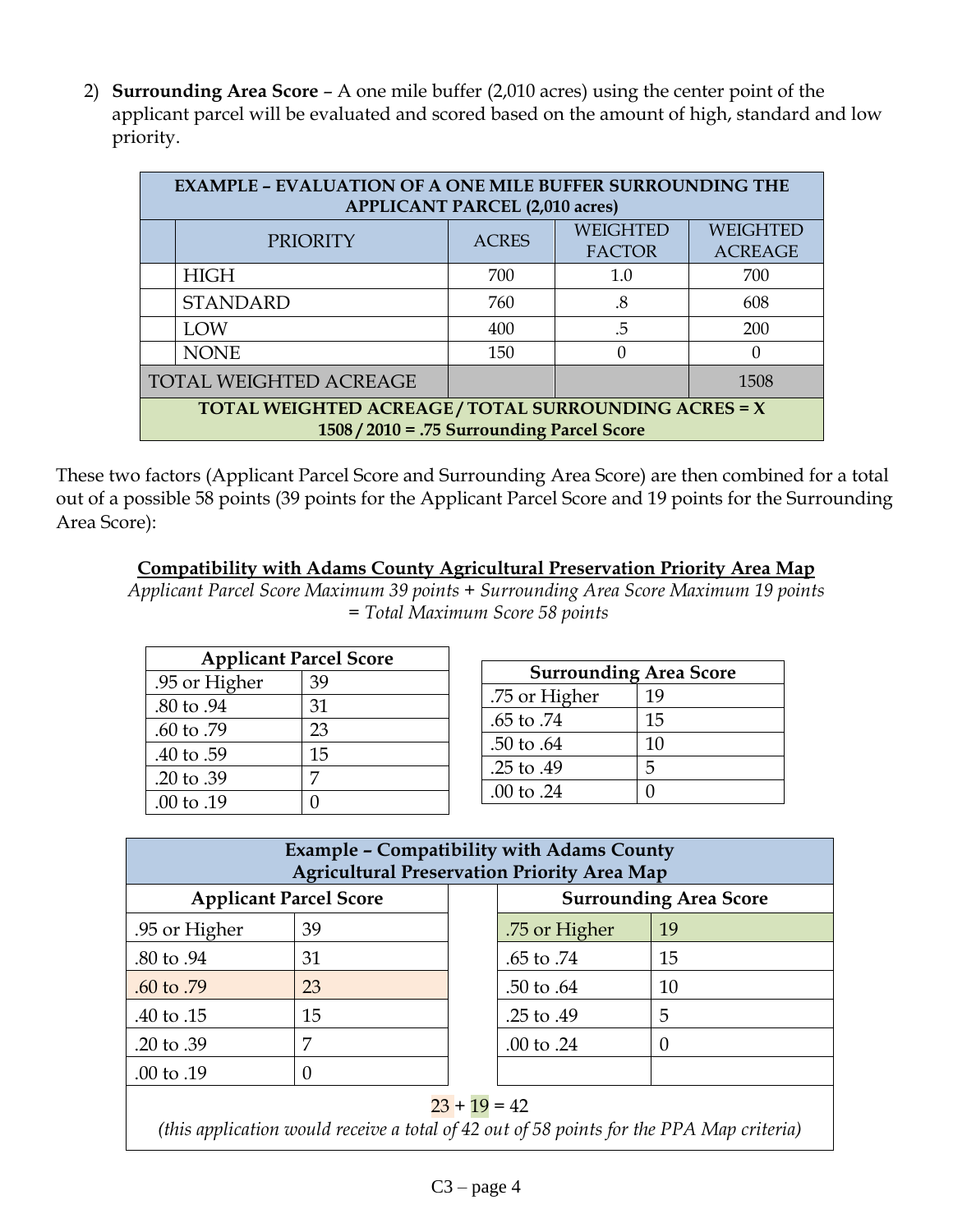2) **Surrounding Area Score** – A one mile buffer (2,010 acres) using the center point of the applicant parcel will be evaluated and scored based on the amount of high, standard and low priority.

| **EXAMPLE – EVALUATION OF A ONE MILE BUFFER SURROUNDING THE APPLICANT PARCEL (2,010 acres)** | | | | |
|---|---|---|---|---|
| | PRIORITY | ACRES | WEIGHTED FACTOR | WEIGHTED ACREAGE |
| | HIGH | 700 | 1.0 | 700 |
| | STANDARD | 760 | .8 | 608 |
| | LOW | 400 | .5 | 200 |
| | NONE | 150 | 0 | 0 |
| TOTAL WEIGHTED ACREAGE | | | | 1508 |
| **TOTAL WEIGHTED ACREAGE / TOTAL SURROUNDING ACRES = X<br>1508 / 2010 = .75 Surrounding Parcel Score** | | | | |

These two factors (Applicant Parcel Score and Surrounding Area Score) are then combined for a total out of a possible 58 points (39 points for the Applicant Parcel Score and 19 points for the Surrounding Area Score):

**Compatibility with Adams County Agricultural Preservation Priority Area Map**

*Applicant Parcel Score Maximum 39 points + Surrounding Area Score Maximum 19 points = Total Maximum Score 58 points*

| **Applicant Parcel Score** | |
|---|---|
| .95 or Higher | 39 |
| .80 to .94 | 31 |
| .60 to .79 | 23 |
| .40 to .59 | 15 |
| .20 to .39 | 7 |
| .00 to .19 | 0 |

| **Surrounding Area Score** | |
|---|---|
| .75 or Higher | 19 |
| .65 to .74 | 15 |
| .50 to .64 | 10 |
| .25 to .49 | 5 |
| .00 to .24 | 0 |

| **Example – Compatibility with Adams County Agricultural Preservation Priority Area Map** | | | | |
|---|---|---|---|---|
| **Applicant Parcel Score** | | | **Surrounding Area Score** | |
| .95 or Higher | 39 | | .75 or Higher | 19 |
| .80 to .94 | 31 | | .65 to .74 | 15 |
| .60 to .79 | 23 | | .50 to .64 | 10 |
| .40 to .15 | 15 | | .25 to .49 | 5 |
| .20 to .39 | 7 | | .00 to .24 | 0 |
| .00 to .19 | 0 | | | |
| 23 + 19 = 42<br>*(this application would receive a total of 42 out of 58 points for the PPA Map criteria)* | | | | |